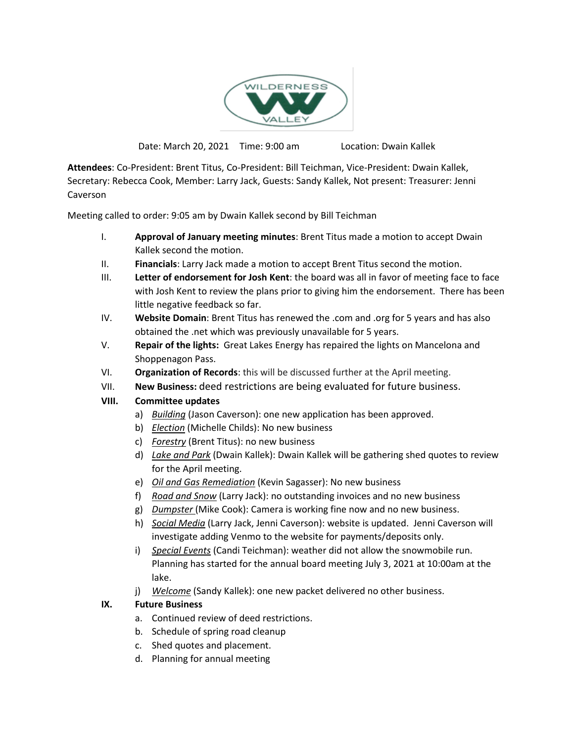WILDERNESS VALLEY

Date: March 20, 2021 Time: 9:00 am Location: Dwain Kallek

**Attendees**: Co-President: Brent Titus, Co-President: Bill Teichman, Vice-President: Dwain Kallek, Secretary: Rebecca Cook, Member: Larry Jack, Guests: Sandy Kallek, Not present: Treasurer: Jenni Caverson

Meeting called to order: 9:05 am by Dwain Kallek second by Bill Teichman

I. **Approval of January meeting minutes**: Brent Titus made a motion to accept Dwain Kallek second the motion.

II. **Financials**: Larry Jack made a motion to accept Brent Titus second the motion.

III. **Letter of endorsement for Josh Kent**: the board was all in favor of meeting face to face with Josh Kent to review the plans prior to giving him the endorsement. There has been little negative feedback so far.

IV. **Website Domain**: Brent Titus has renewed the .com and .org for 5 years and has also obtained the .net which was previously unavailable for 5 years.

V. **Repair of the lights:** Great Lakes Energy has repaired the lights on Mancelona and Shoppenagon Pass.

VI. **Organization of Records**: this will be discussed further at the April meeting.

VII. **New Business:** deed restrictions are being evaluated for future business.

**VIII. Committee updates**

a) *Building* (Jason Caverson): one new application has been approved.
b) *Election* (Michelle Childs): No new business
c) *Forestry* (Brent Titus): no new business
d) *Lake and Park* (Dwain Kallek): Dwain Kallek will be gathering shed quotes to review for the April meeting.
e) *Oil and Gas Remediation* (Kevin Sagasser): No new business
f) *Road and Snow* (Larry Jack): no outstanding invoices and no new business
g) *Dumpster* (Mike Cook): Camera is working fine now and no new business.
h) *Social Media* (Larry Jack, Jenni Caverson): website is updated. Jenni Caverson will investigate adding Venmo to the website for payments/deposits only.
i) *Special Events* (Candi Teichman): weather did not allow the snowmobile run. Planning has started for the annual board meeting July 3, 2021 at 10:00am at the lake.
j) *Welcome* (Sandy Kallek): one new packet delivered no other business.

**IX. Future Business**

a. Continued review of deed restrictions.
b. Schedule of spring road cleanup
c. Shed quotes and placement.
d. Planning for annual meeting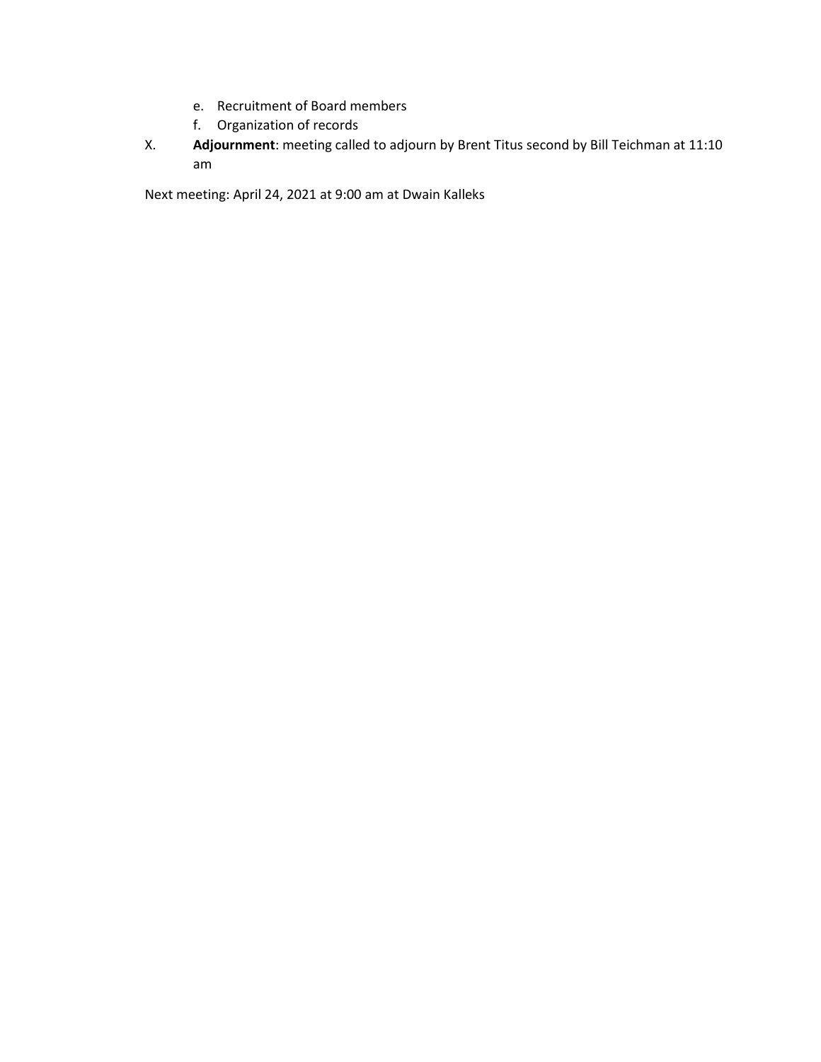e. Recruitment of Board members
   f. Organization of records

X. **Adjournment**: meeting called to adjourn by Brent Titus second by Bill Teichman at 11:10 am

Next meeting: April 24, 2021 at 9:00 am at Dwain Kalleks